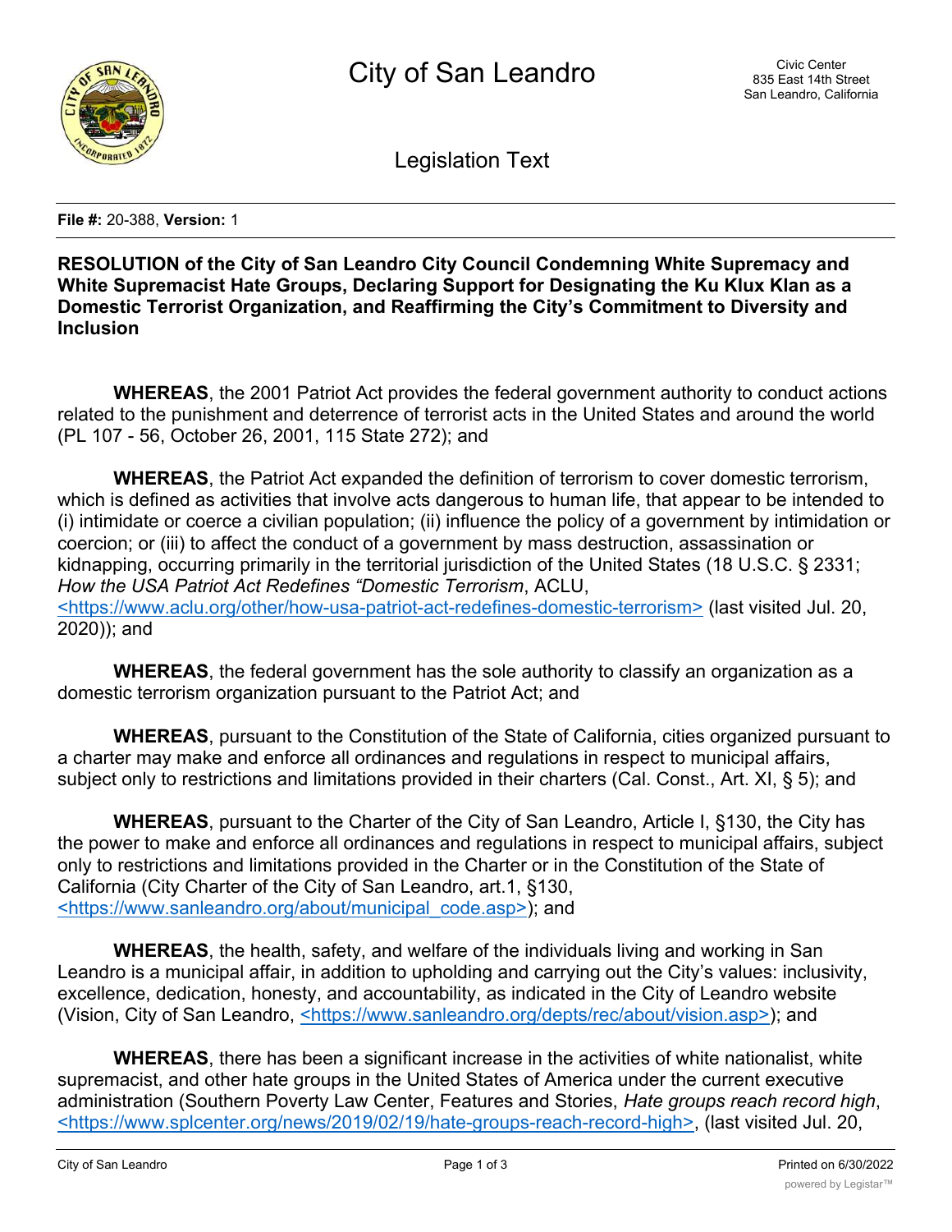# City of San Leandro

Civic Center
835 East 14th Street
San Leandro, California

## Legislation Text

**File #:** 20-388, **Version:** 1

**RESOLUTION of the City of San Leandro City Council Condemning White Supremacy and White Supremacist Hate Groups, Declaring Support for Designating the Ku Klux Klan as a Domestic Terrorist Organization, and Reaffirming the City's Commitment to Diversity and Inclusion**

**WHEREAS**, the 2001 Patriot Act provides the federal government authority to conduct actions related to the punishment and deterrence of terrorist acts in the United States and around the world (PL 107 - 56, October 26, 2001, 115 State 272); and

**WHEREAS**, the Patriot Act expanded the definition of terrorism to cover domestic terrorism, which is defined as activities that involve acts dangerous to human life, that appear to be intended to (i) intimidate or coerce a civilian population; (ii) influence the policy of a government by intimidation or coercion; or (iii) to affect the conduct of a government by mass destruction, assassination or kidnapping, occurring primarily in the territorial jurisdiction of the United States (18 U.S.C. § 2331; *How the USA Patriot Act Redefines "Domestic Terrorism*, ACLU, <https://www.aclu.org/other/how-usa-patriot-act-redefines-domestic-terrorism> (last visited Jul. 20, 2020)); and

**WHEREAS**, the federal government has the sole authority to classify an organization as a domestic terrorism organization pursuant to the Patriot Act; and

**WHEREAS**, pursuant to the Constitution of the State of California, cities organized pursuant to a charter may make and enforce all ordinances and regulations in respect to municipal affairs, subject only to restrictions and limitations provided in their charters (Cal. Const., Art. XI, § 5); and

**WHEREAS**, pursuant to the Charter of the City of San Leandro, Article I, §130, the City has the power to make and enforce all ordinances and regulations in respect to municipal affairs, subject only to restrictions and limitations provided in the Charter or in the Constitution of the State of California (City Charter of the City of San Leandro, art.1, §130, <https://www.sanleandro.org/about/municipal_code.asp>); and

**WHEREAS**, the health, safety, and welfare of the individuals living and working in San Leandro is a municipal affair, in addition to upholding and carrying out the City's values: inclusivity, excellence, dedication, honesty, and accountability, as indicated in the City of Leandro website (Vision, City of San Leandro, <https://www.sanleandro.org/depts/rec/about/vision.asp>); and

**WHEREAS**, there has been a significant increase in the activities of white nationalist, white supremacist, and other hate groups in the United States of America under the current executive administration (Southern Poverty Law Center, Features and Stories, *Hate groups reach record high*, <https://www.splcenter.org/news/2019/02/19/hate-groups-reach-record-high>, (last visited Jul. 20,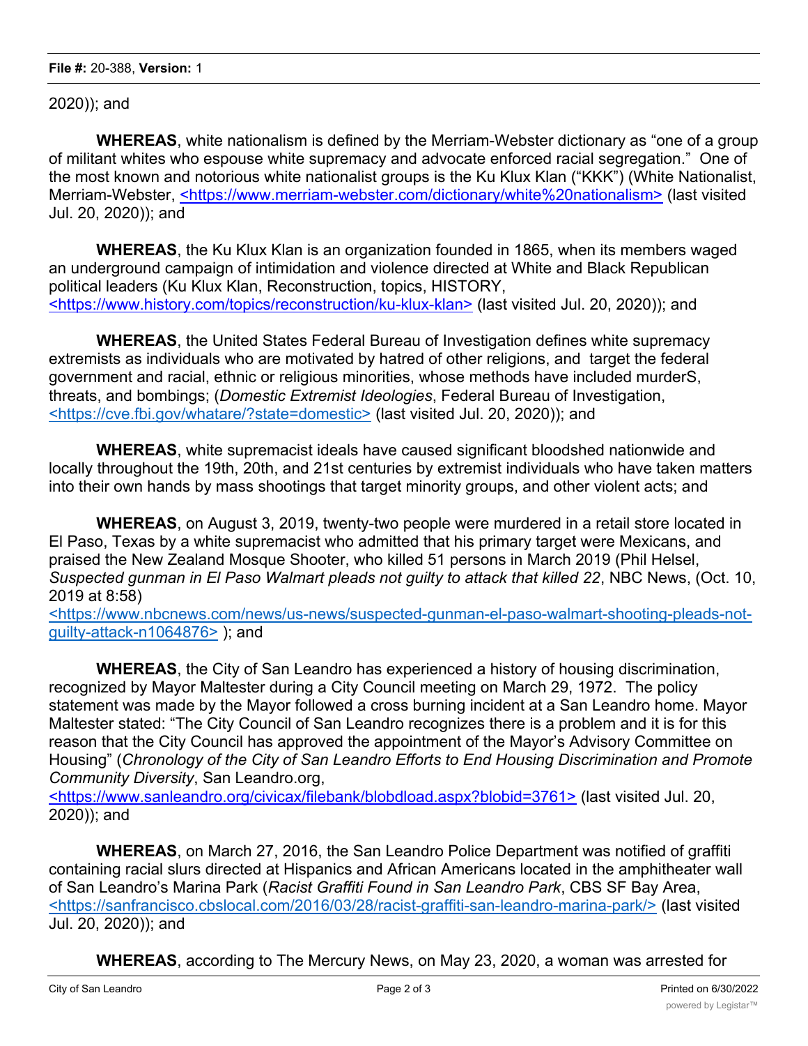2020)); and

**WHEREAS**, white nationalism is defined by the Merriam-Webster dictionary as "one of a group of militant whites who espouse white supremacy and advocate enforced racial segregation." One of the most known and notorious white nationalist groups is the Ku Klux Klan ("KKK") (White Nationalist, Merriam-Webster, <https://www.merriam-webster.com/dictionary/white%20nationalism> (last visited Jul. 20, 2020)); and

**WHEREAS**, the Ku Klux Klan is an organization founded in 1865, when its members waged an underground campaign of intimidation and violence directed at White and Black Republican political leaders (Ku Klux Klan, Reconstruction, topics, HISTORY, <https://www.history.com/topics/reconstruction/ku-klux-klan> (last visited Jul. 20, 2020)); and

**WHEREAS**, the United States Federal Bureau of Investigation defines white supremacy extremists as individuals who are motivated by hatred of other religions, and target the federal government and racial, ethnic or religious minorities, whose methods have included murderS, threats, and bombings; (*Domestic Extremist Ideologies*, Federal Bureau of Investigation, <https://cve.fbi.gov/whatare/?state=domestic> (last visited Jul. 20, 2020)); and

**WHEREAS**, white supremacist ideals have caused significant bloodshed nationwide and locally throughout the 19th, 20th, and 21st centuries by extremist individuals who have taken matters into their own hands by mass shootings that target minority groups, and other violent acts; and

**WHEREAS**, on August 3, 2019, twenty-two people were murdered in a retail store located in El Paso, Texas by a white supremacist who admitted that his primary target were Mexicans, and praised the New Zealand Mosque Shooter, who killed 51 persons in March 2019 (Phil Helsel, *Suspected gunman in El Paso Walmart pleads not guilty to attack that killed 22*, NBC News, (Oct. 10, 2019 at 8:58) <https://www.nbcnews.com/news/us-news/suspected-gunman-el-paso-walmart-shooting-pleads-not-guilty-attack-n1064876> ); and

**WHEREAS**, the City of San Leandro has experienced a history of housing discrimination, recognized by Mayor Maltester during a City Council meeting on March 29, 1972. The policy statement was made by the Mayor followed a cross burning incident at a San Leandro home. Mayor Maltester stated: "The City Council of San Leandro recognizes there is a problem and it is for this reason that the City Council has approved the appointment of the Mayor's Advisory Committee on Housing" (*Chronology of the City of San Leandro Efforts to End Housing Discrimination and Promote Community Diversity*, San Leandro.org, <https://www.sanleandro.org/civicax/filebank/blobdload.aspx?blobid=3761> (last visited Jul. 20, 2020)); and

**WHEREAS**, on March 27, 2016, the San Leandro Police Department was notified of graffiti containing racial slurs directed at Hispanics and African Americans located in the amphitheater wall of San Leandro's Marina Park (*Racist Graffiti Found in San Leandro Park*, CBS SF Bay Area, <https://sanfrancisco.cbslocal.com/2016/03/28/racist-graffiti-san-leandro-marina-park/> (last visited Jul. 20, 2020)); and

**WHEREAS**, according to The Mercury News, on May 23, 2020, a woman was arrested for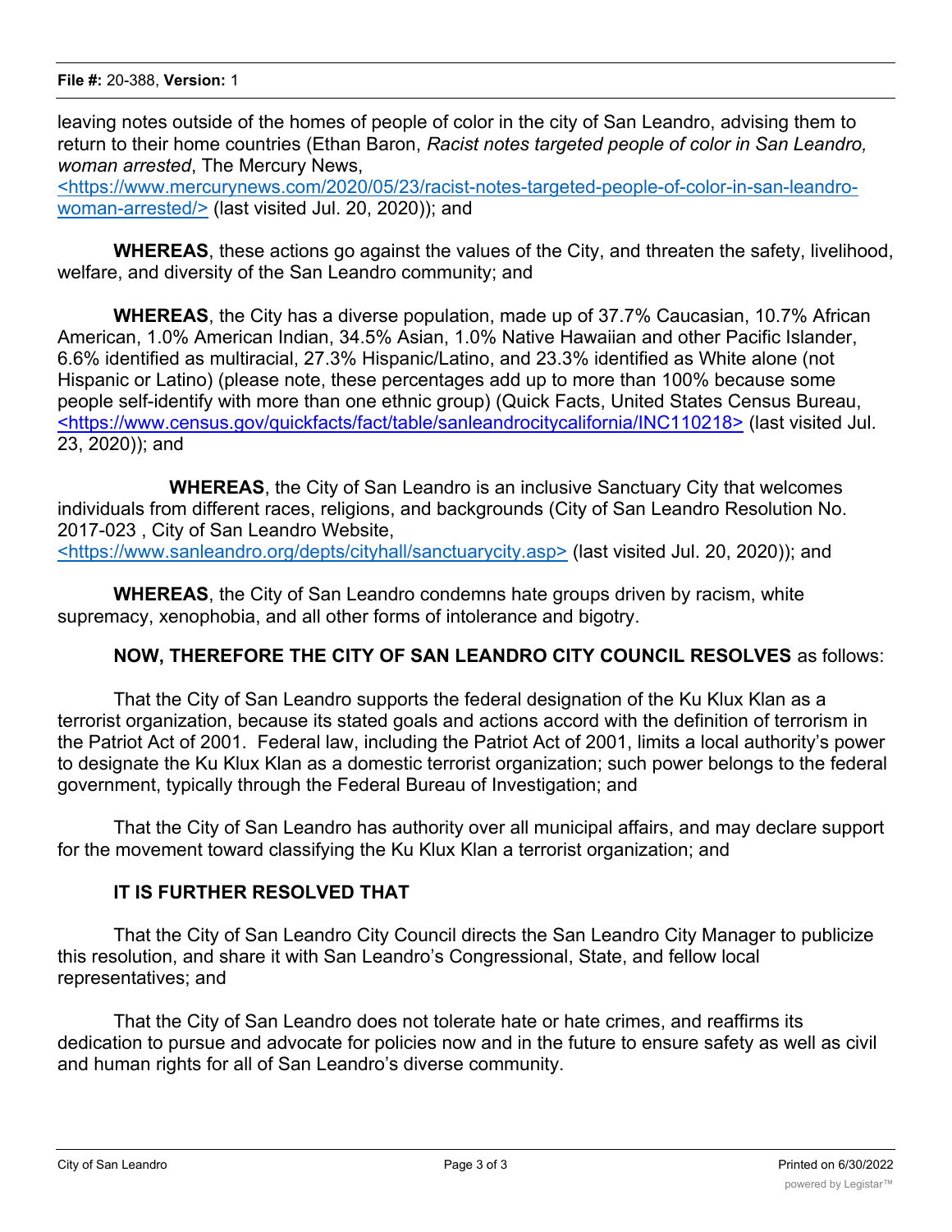leaving notes outside of the homes of people of color in the city of San Leandro, advising them to return to their home countries (Ethan Baron, *Racist notes targeted people of color in San Leandro, woman arrested*, The Mercury News, <https://www.mercurynews.com/2020/05/23/racist-notes-targeted-people-of-color-in-san-leandro-woman-arrested/> (last visited Jul. 20, 2020)); and

**WHEREAS**, these actions go against the values of the City, and threaten the safety, livelihood, welfare, and diversity of the San Leandro community; and

**WHEREAS**, the City has a diverse population, made up of 37.7% Caucasian, 10.7% African American, 1.0% American Indian, 34.5% Asian, 1.0% Native Hawaiian and other Pacific Islander, 6.6% identified as multiracial, 27.3% Hispanic/Latino, and 23.3% identified as White alone (not Hispanic or Latino) (please note, these percentages add up to more than 100% because some people self-identify with more than one ethnic group) (Quick Facts, United States Census Bureau, <https://www.census.gov/quickfacts/fact/table/sanleandrocitycalifornia/INC110218> (last visited Jul. 23, 2020)); and

**WHEREAS**, the City of San Leandro is an inclusive Sanctuary City that welcomes individuals from different races, religions, and backgrounds (City of San Leandro Resolution No. 2017-023 , City of San Leandro Website, <https://www.sanleandro.org/depts/cityhall/sanctuarycity.asp> (last visited Jul. 20, 2020)); and

**WHEREAS**, the City of San Leandro condemns hate groups driven by racism, white supremacy, xenophobia, and all other forms of intolerance and bigotry.

**NOW, THEREFORE THE CITY OF SAN LEANDRO CITY COUNCIL RESOLVES** as follows:

That the City of San Leandro supports the federal designation of the Ku Klux Klan as a terrorist organization, because its stated goals and actions accord with the definition of terrorism in the Patriot Act of 2001. Federal law, including the Patriot Act of 2001, limits a local authority's power to designate the Ku Klux Klan as a domestic terrorist organization; such power belongs to the federal government, typically through the Federal Bureau of Investigation; and

That the City of San Leandro has authority over all municipal affairs, and may declare support for the movement toward classifying the Ku Klux Klan a terrorist organization; and

**IT IS FURTHER RESOLVED THAT**

That the City of San Leandro City Council directs the San Leandro City Manager to publicize this resolution, and share it with San Leandro's Congressional, State, and fellow local representatives; and

That the City of San Leandro does not tolerate hate or hate crimes, and reaffirms its dedication to pursue and advocate for policies now and in the future to ensure safety as well as civil and human rights for all of San Leandro's diverse community.